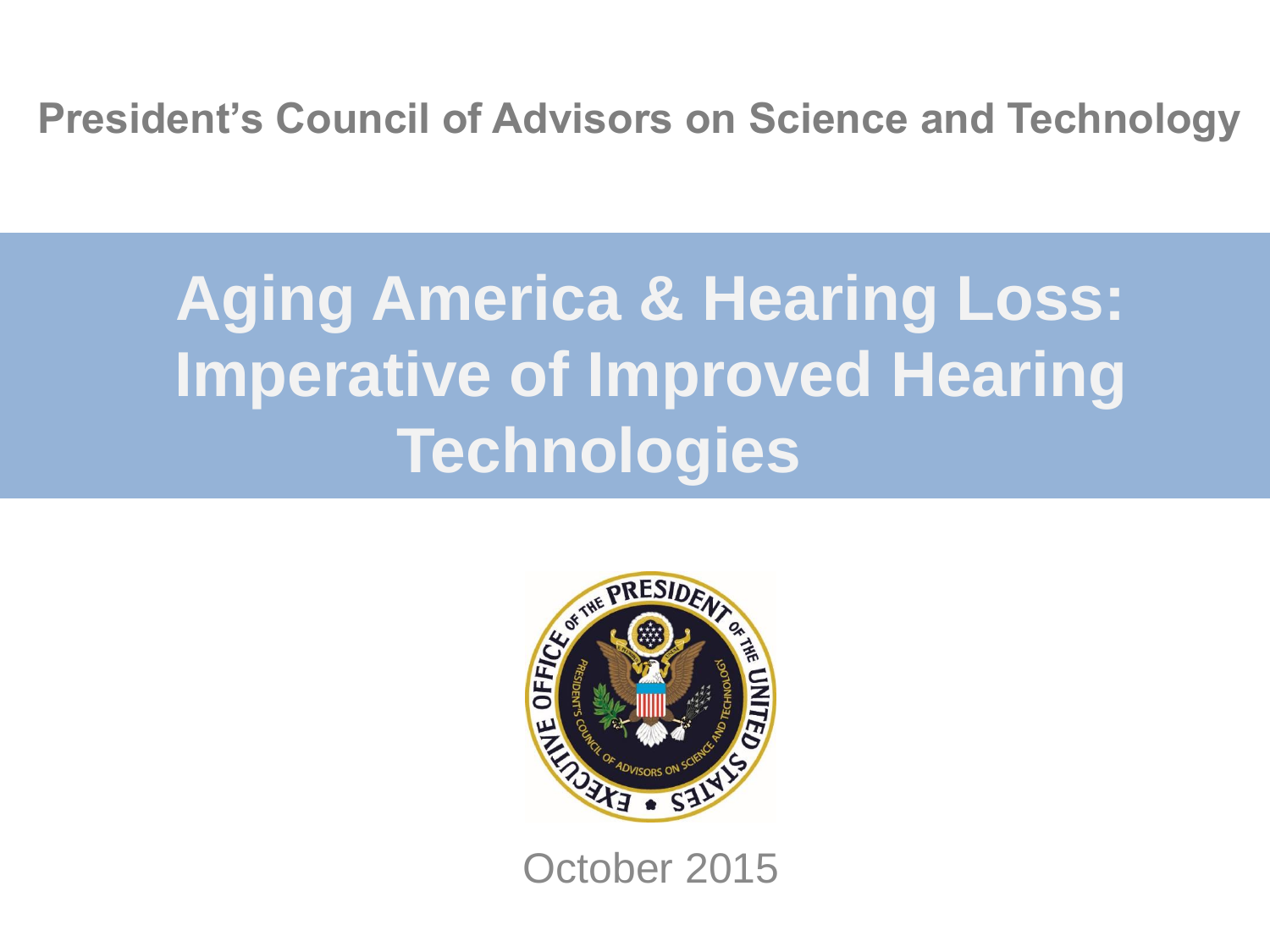President's Council of Advisors on Science and Technology

# Aging America & Hearing Loss: Imperative of Improved Hearing Technologies

October 2015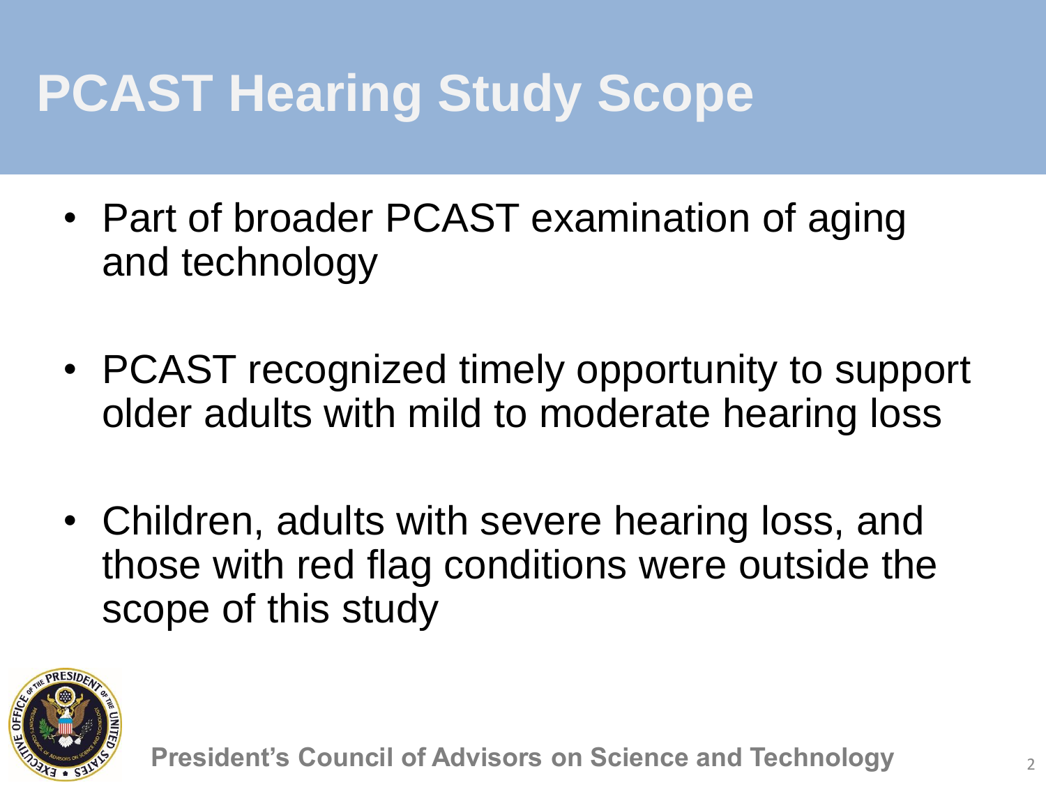# PCAST Hearing Study Scope

- Part of broader PCAST examination of aging and technology
- PCAST recognized timely opportunity to support older adults with mild to moderate hearing loss
- Children, adults with severe hearing loss, and those with red flag conditions were outside the scope of this study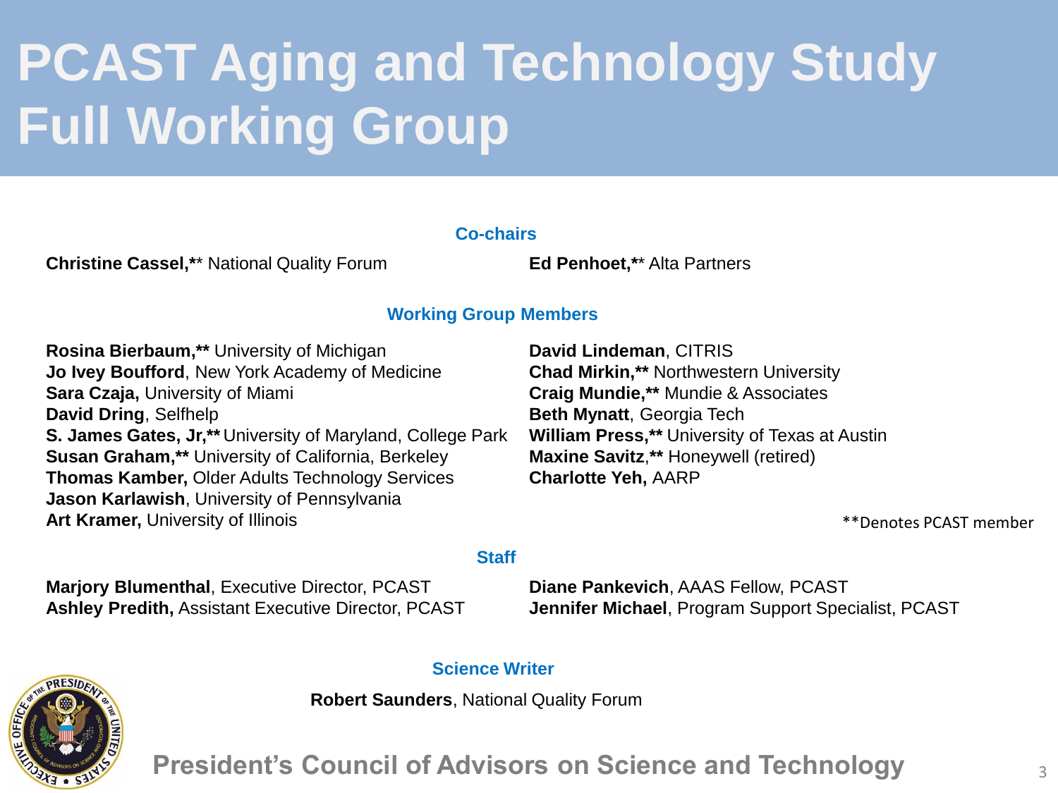# PCAST Aging and Technology Study Full Working Group

## Co-chairs

**Christine Cassel,**** National Quality Forum

**Ed Penhoet,**** Alta Partners

## Working Group Members

**Rosina Bierbaum,**** University of Michigan
**Jo Ivey Boufford**, New York Academy of Medicine
**Sara Czaja,** University of Miami
**David Dring**, Selfhelp
**S. James Gates, Jr,**** University of Maryland, College Park
**Susan Graham,**** University of California, Berkeley
**Thomas Kamber,** Older Adults Technology Services
**Jason Karlawish**, University of Pennsylvania
**Art Kramer,** University of Illinois
**David Lindeman**, CITRIS
**Chad Mirkin,**** Northwestern University
**Craig Mundie,**** Mundie & Associates
**Beth Mynatt**, Georgia Tech
**William Press,**** University of Texas at Austin
**Maxine Savitz**,** Honeywell (retired)
**Charlotte Yeh,** AARP

**Denotes PCAST member

## Staff

**Marjory Blumenthal**, Executive Director, PCAST
**Ashley Predith,** Assistant Executive Director, PCAST
**Diane Pankevich**, AAAS Fellow, PCAST
**Jennifer Michael**, Program Support Specialist, PCAST

## Science Writer

**Robert Saunders**, National Quality Forum

President's Council of Advisors on Science and Technology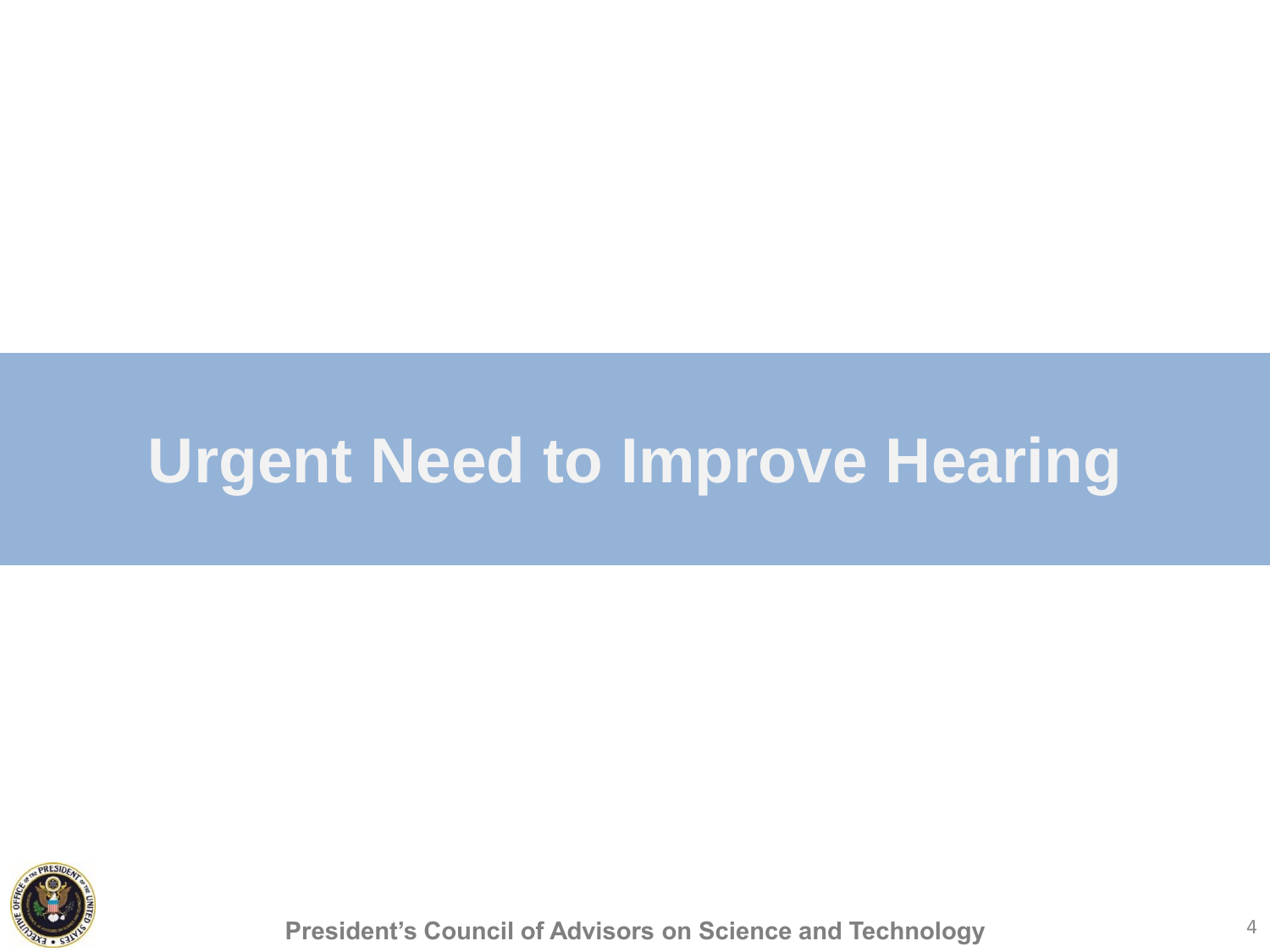# Urgent Need to Improve Hearing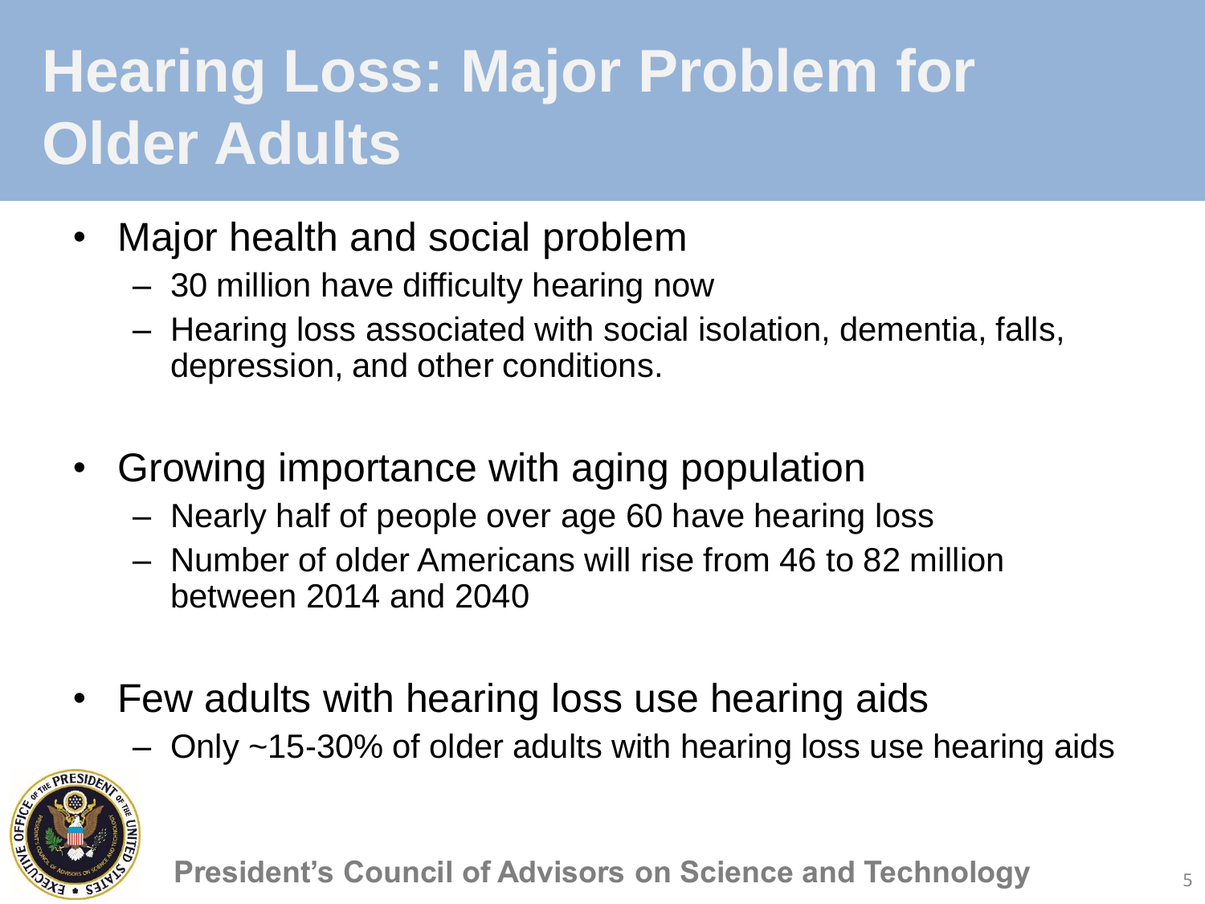# Hearing Loss: Major Problem for Older Adults

- Major health and social problem
  - 30 million have difficulty hearing now
  - Hearing loss associated with social isolation, dementia, falls, depression, and other conditions.

- Growing importance with aging population
  - Nearly half of people over age 60 have hearing loss
  - Number of older Americans will rise from 46 to 82 million between 2014 and 2040

- Few adults with hearing loss use hearing aids
  - Only ~15-30% of older adults with hearing loss use hearing aids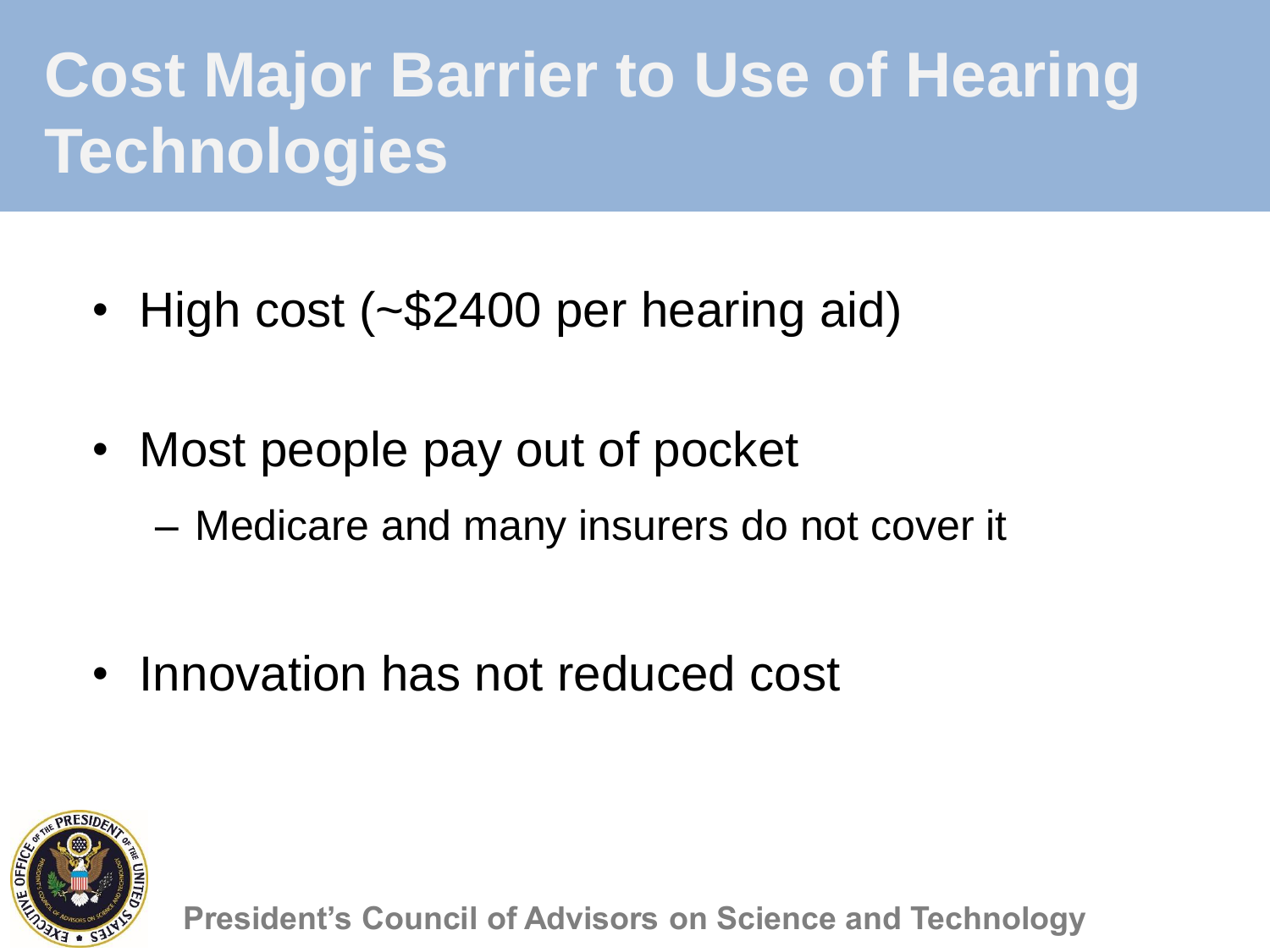# Cost Major Barrier to Use of Hearing Technologies

- High cost (~$2400 per hearing aid)
- Most people pay out of pocket
  - Medicare and many insurers do not cover it
- Innovation has not reduced cost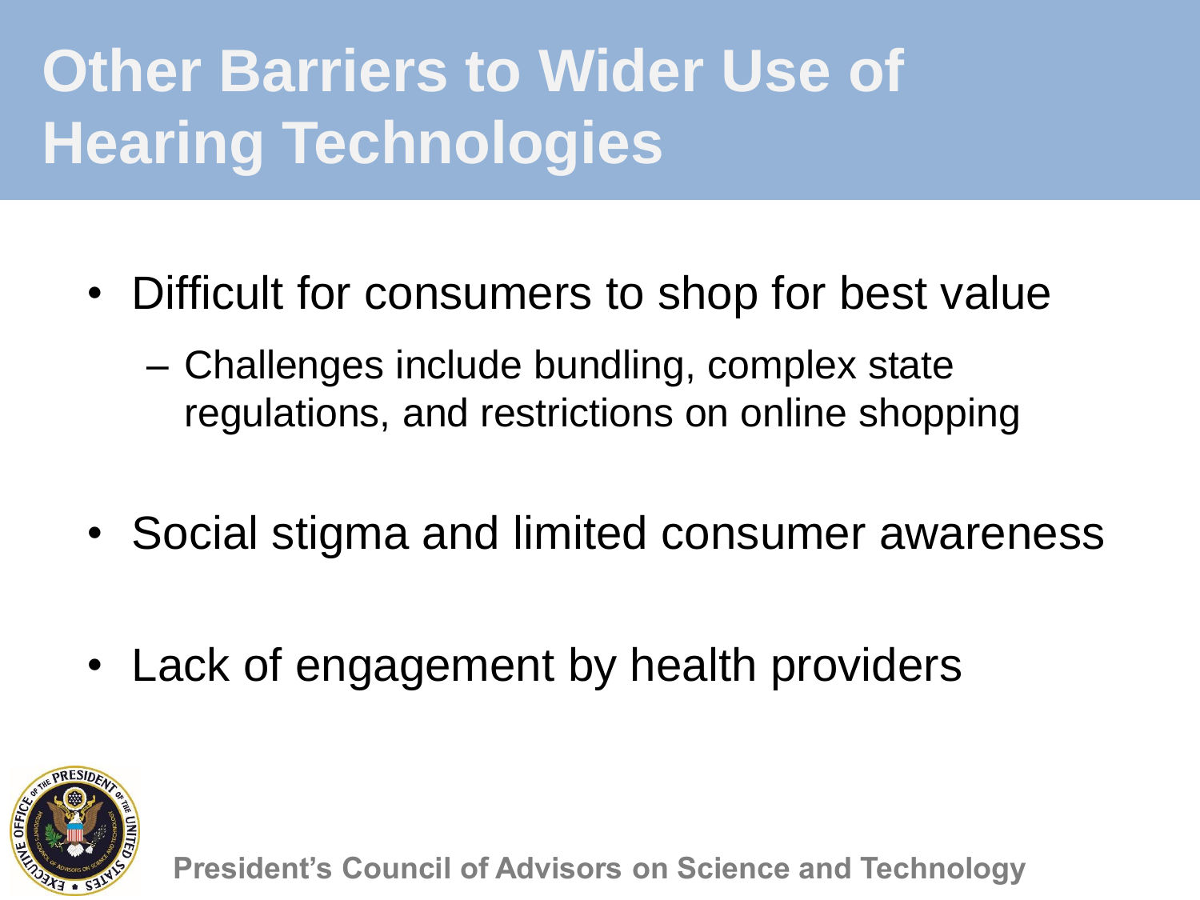# Other Barriers to Wider Use of Hearing Technologies

- Difficult for consumers to shop for best value
  - Challenges include bundling, complex state regulations, and restrictions on online shopping
- Social stigma and limited consumer awareness
- Lack of engagement by health providers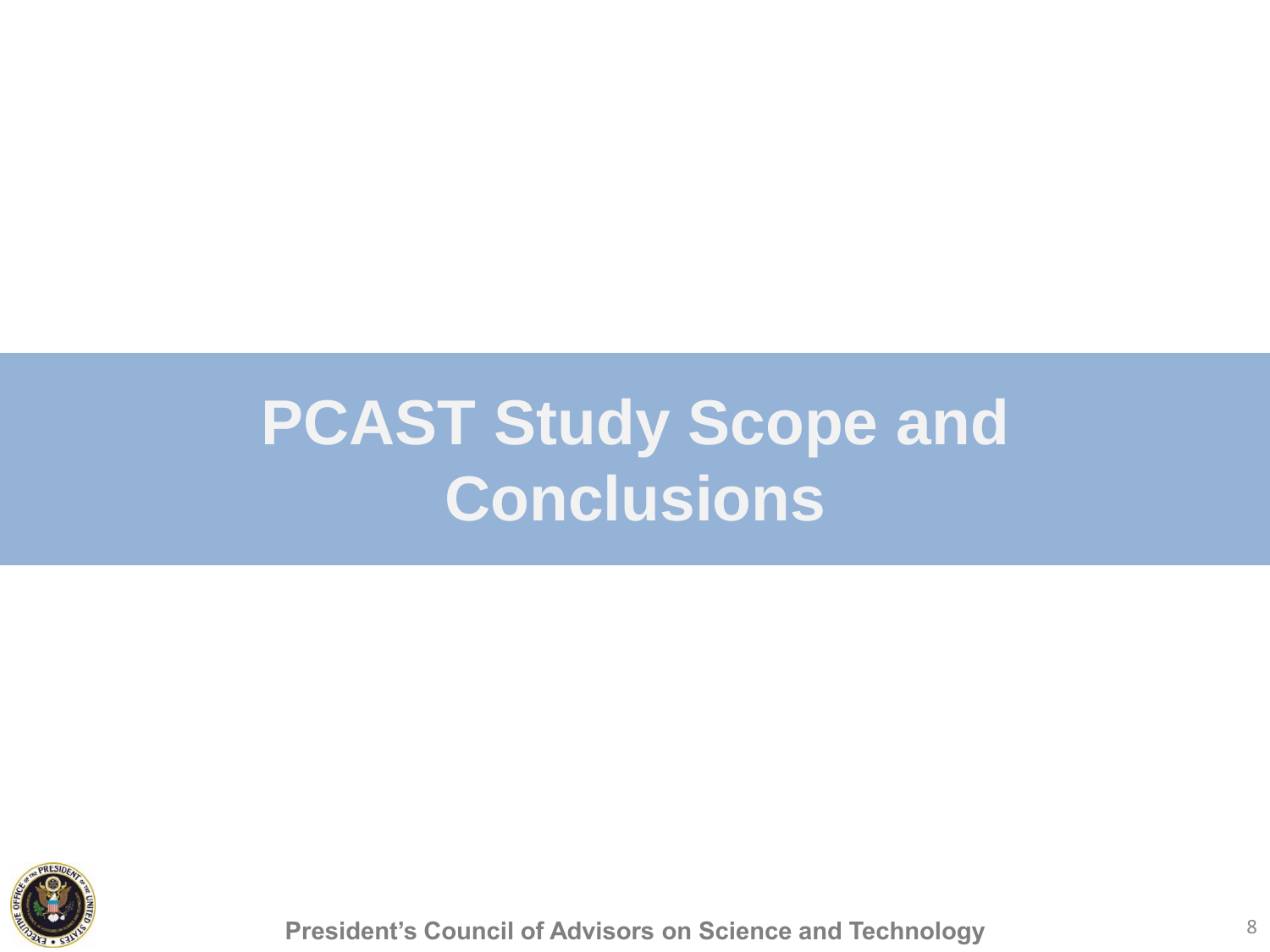# PCAST Study Scope and Conclusions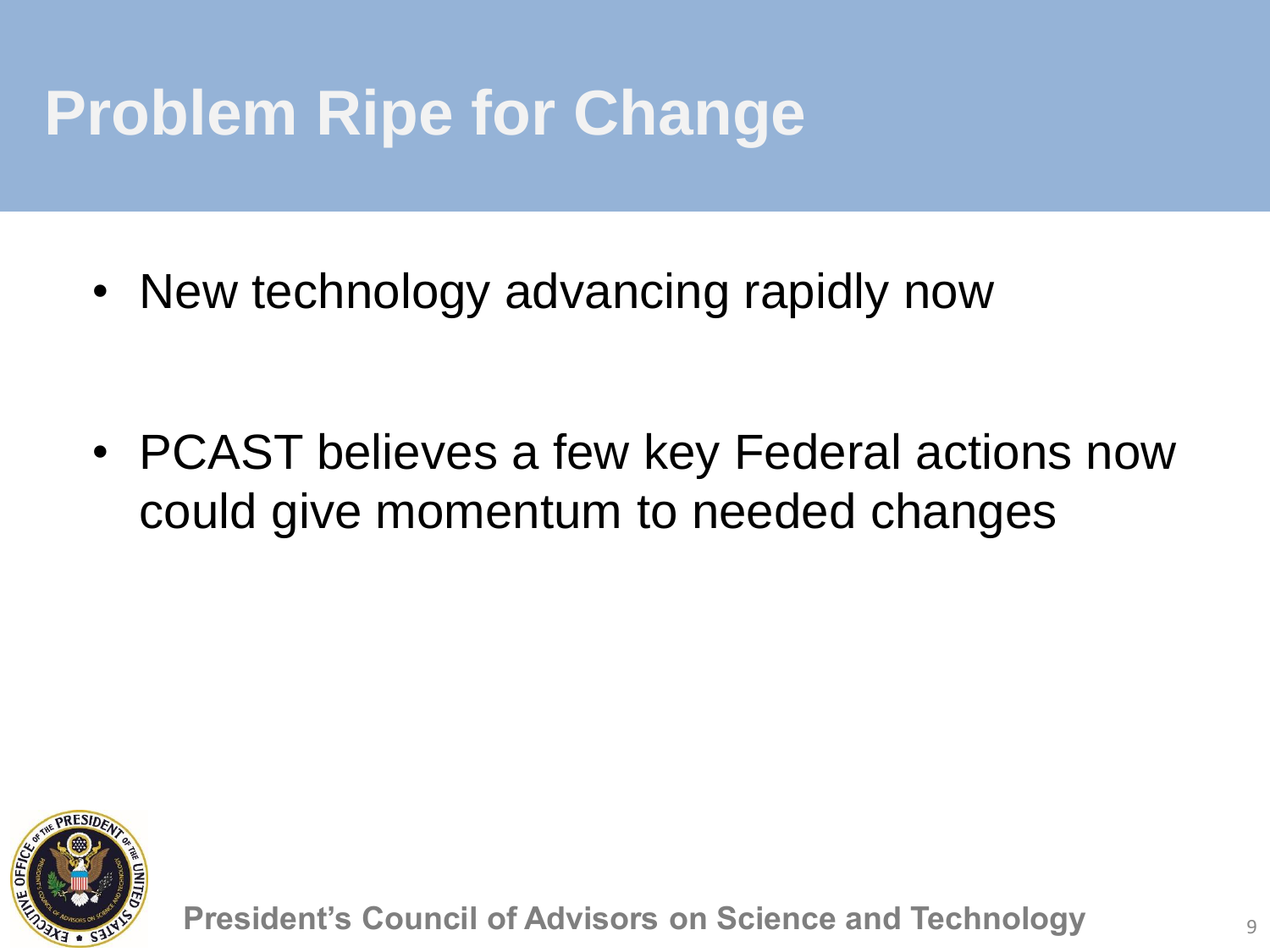# Problem Ripe for Change

- New technology advancing rapidly now
- PCAST believes a few key Federal actions now could give momentum to needed changes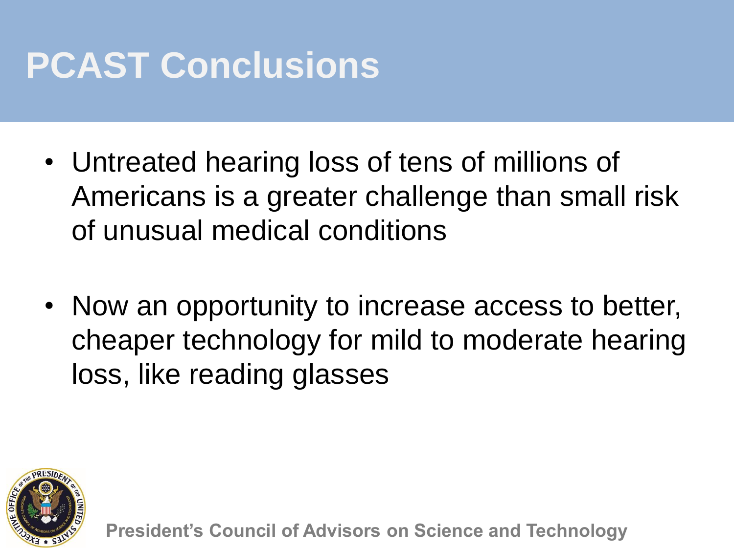# PCAST Conclusions

- Untreated hearing loss of tens of millions of Americans is a greater challenge than small risk of unusual medical conditions
- Now an opportunity to increase access to better, cheaper technology for mild to moderate hearing loss, like reading glasses

President's Council of Advisors on Science and Technology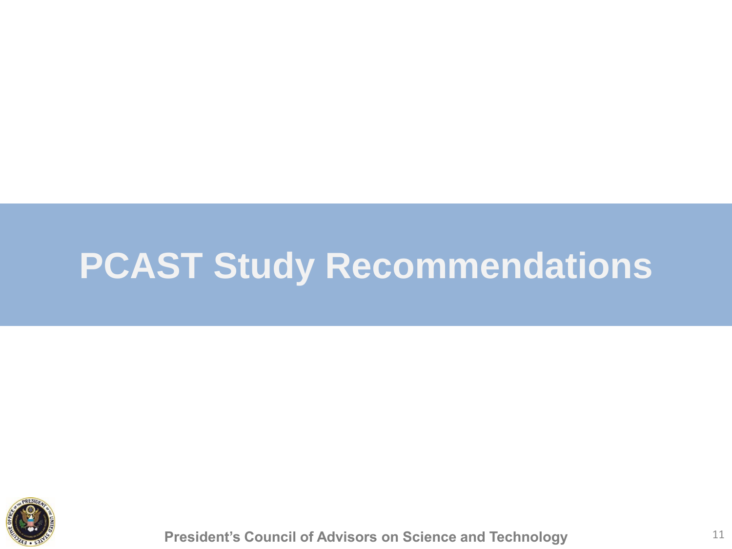# PCAST Study Recommendations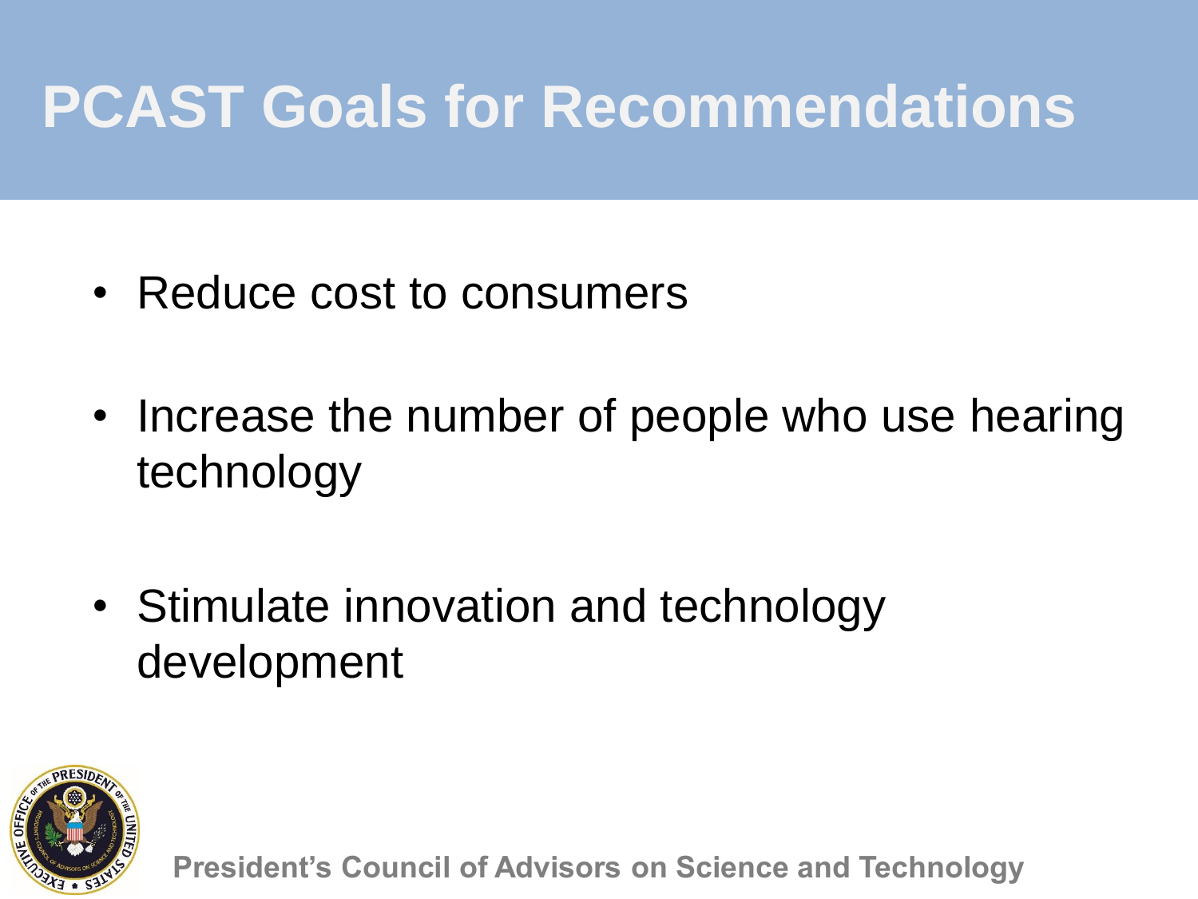# PCAST Goals for Recommendations

- Reduce cost to consumers
- Increase the number of people who use hearing technology
- Stimulate innovation and technology development

President's Council of Advisors on Science and Technology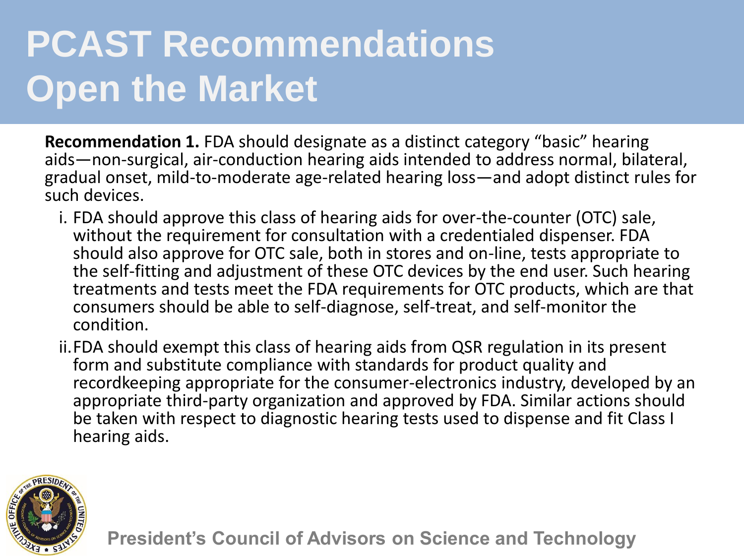# PCAST Recommendations Open the Market

**Recommendation 1.** FDA should designate as a distinct category "basic" hearing aids—non-surgical, air-conduction hearing aids intended to address normal, bilateral, gradual onset, mild-to-moderate age-related hearing loss—and adopt distinct rules for such devices.

i. FDA should approve this class of hearing aids for over-the-counter (OTC) sale, without the requirement for consultation with a credentialed dispenser. FDA should also approve for OTC sale, both in stores and on-line, tests appropriate to the self-fitting and adjustment of these OTC devices by the end user. Such hearing treatments and tests meet the FDA requirements for OTC products, which are that consumers should be able to self-diagnose, self-treat, and self-monitor the condition.

ii. FDA should exempt this class of hearing aids from QSR regulation in its present form and substitute compliance with standards for product quality and recordkeeping appropriate for the consumer-electronics industry, developed by an appropriate third-party organization and approved by FDA. Similar actions should be taken with respect to diagnostic hearing tests used to dispense and fit Class I hearing aids.

President's Council of Advisors on Science and Technology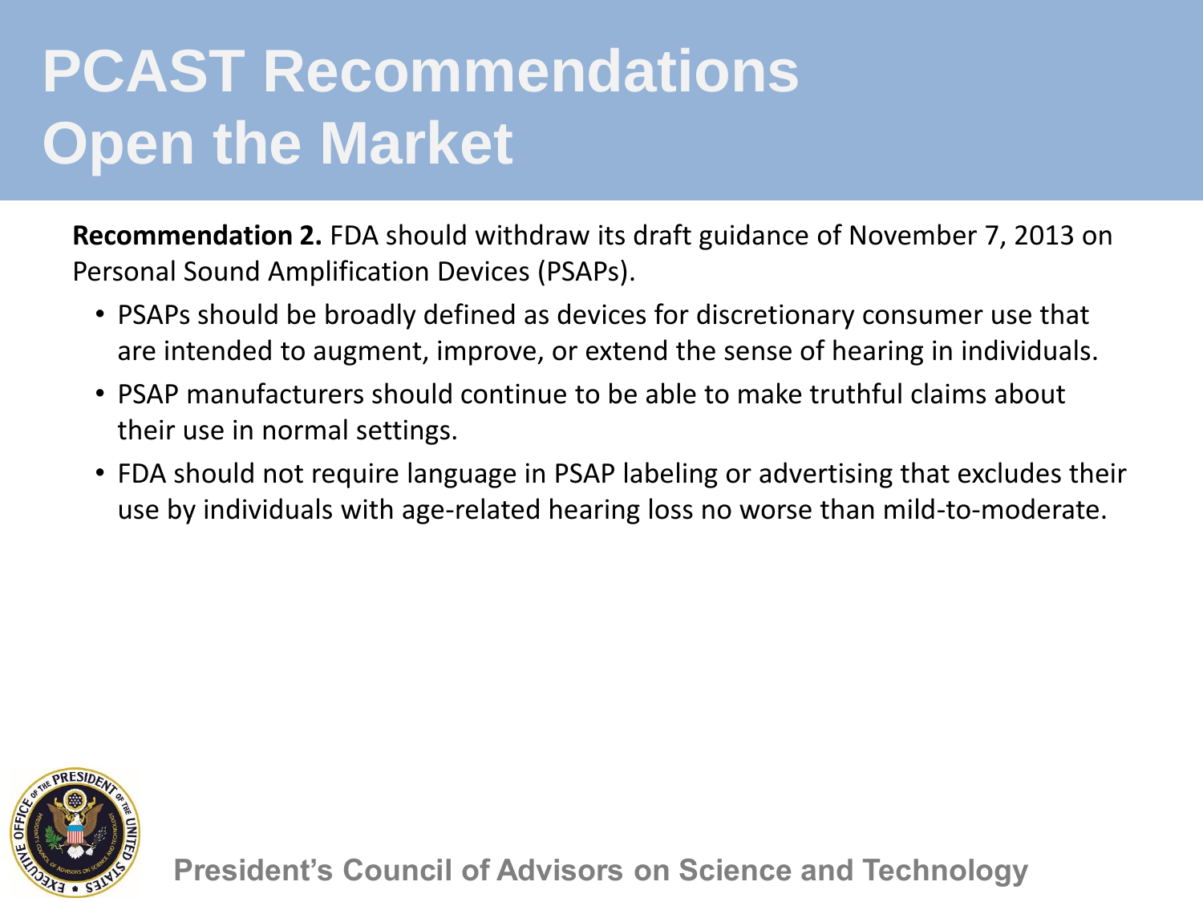# PCAST Recommendations Open the Market

**Recommendation 2.** FDA should withdraw its draft guidance of November 7, 2013 on Personal Sound Amplification Devices (PSAPs).

- PSAPs should be broadly defined as devices for discretionary consumer use that are intended to augment, improve, or extend the sense of hearing in individuals.
- PSAP manufacturers should continue to be able to make truthful claims about their use in normal settings.
- FDA should not require language in PSAP labeling or advertising that excludes their use by individuals with age-related hearing loss no worse than mild-to-moderate.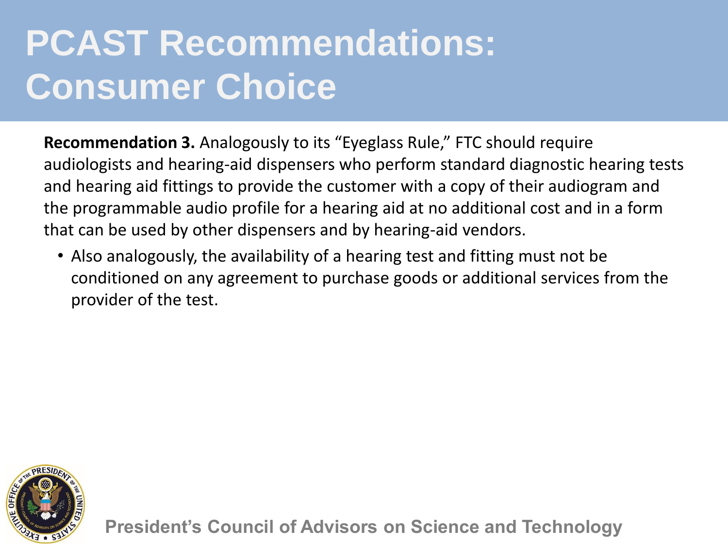# PCAST Recommendations: Consumer Choice

**Recommendation 3.** Analogously to its "Eyeglass Rule," FTC should require audiologists and hearing-aid dispensers who perform standard diagnostic hearing tests and hearing aid fittings to provide the customer with a copy of their audiogram and the programmable audio profile for a hearing aid at no additional cost and in a form that can be used by other dispensers and by hearing-aid vendors.

- Also analogously, the availability of a hearing test and fitting must not be conditioned on any agreement to purchase goods or additional services from the provider of the test.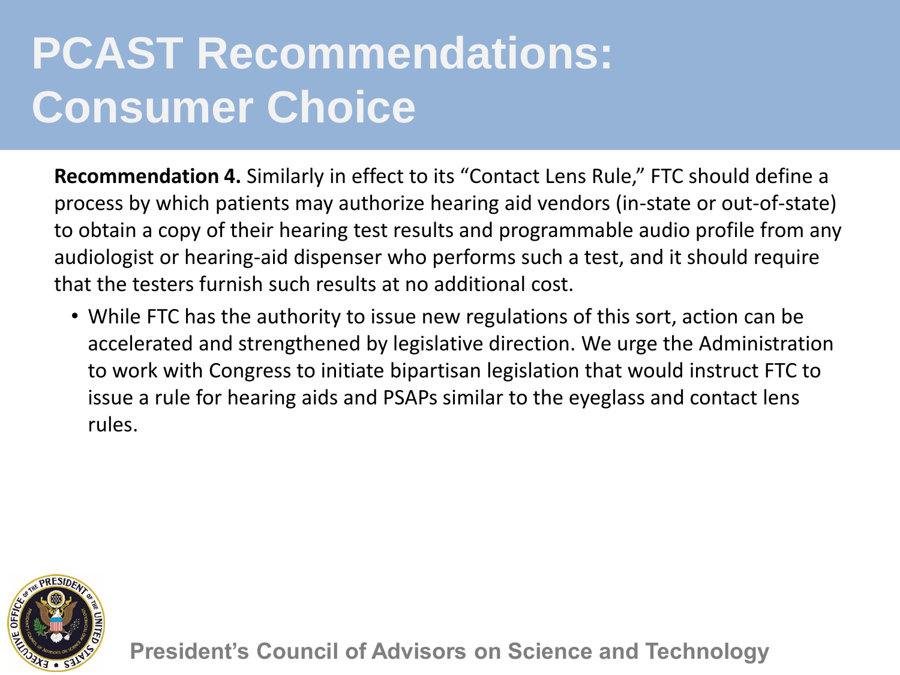# PCAST Recommendations: Consumer Choice

**Recommendation 4.** Similarly in effect to its "Contact Lens Rule," FTC should define a process by which patients may authorize hearing aid vendors (in-state or out-of-state) to obtain a copy of their hearing test results and programmable audio profile from any audiologist or hearing-aid dispenser who performs such a test, and it should require that the testers furnish such results at no additional cost.

- While FTC has the authority to issue new regulations of this sort, action can be accelerated and strengthened by legislative direction. We urge the Administration to work with Congress to initiate bipartisan legislation that would instruct FTC to issue a rule for hearing aids and PSAPs similar to the eyeglass and contact lens rules.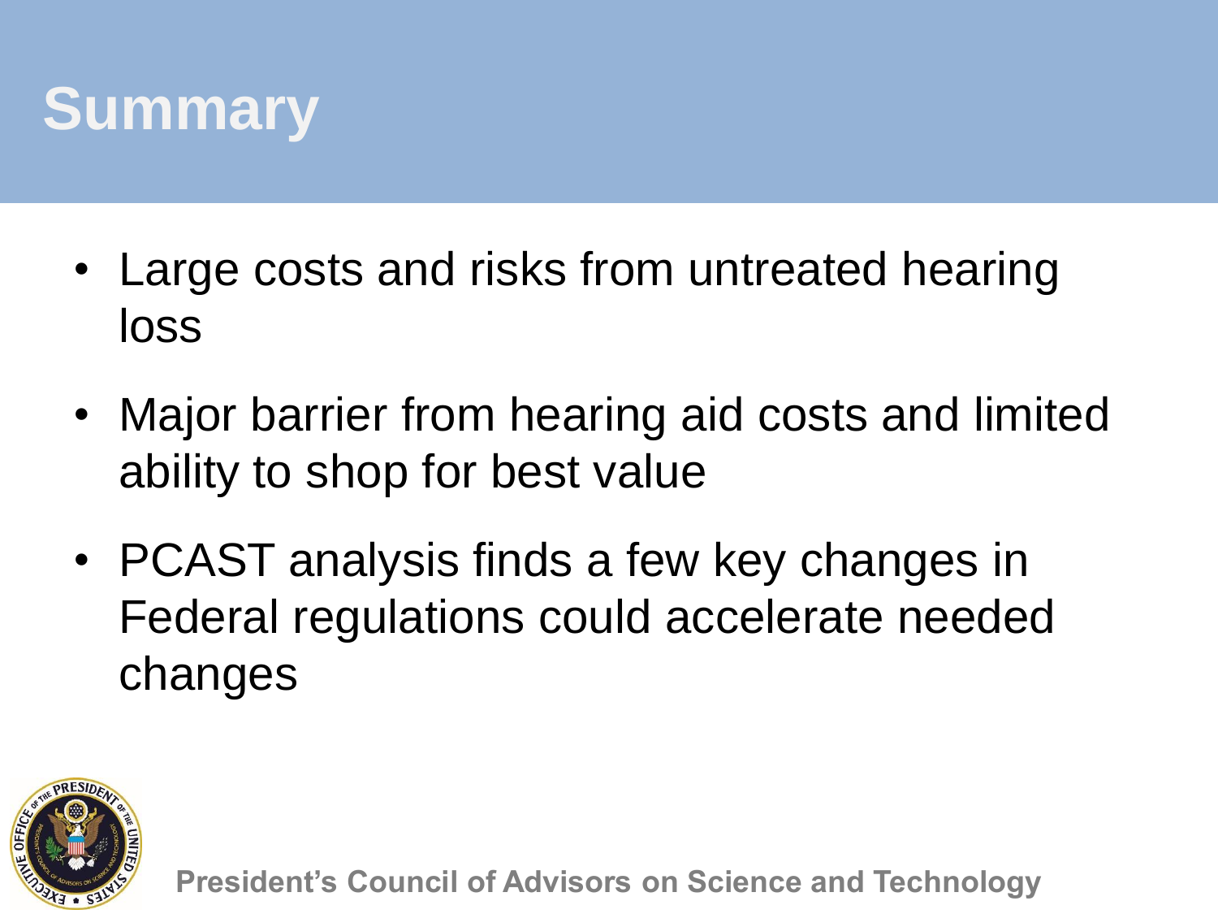# Summary

- Large costs and risks from untreated hearing loss
- Major barrier from hearing aid costs and limited ability to shop for best value
- PCAST analysis finds a few key changes in Federal regulations could accelerate needed changes

President's Council of Advisors on Science and Technology